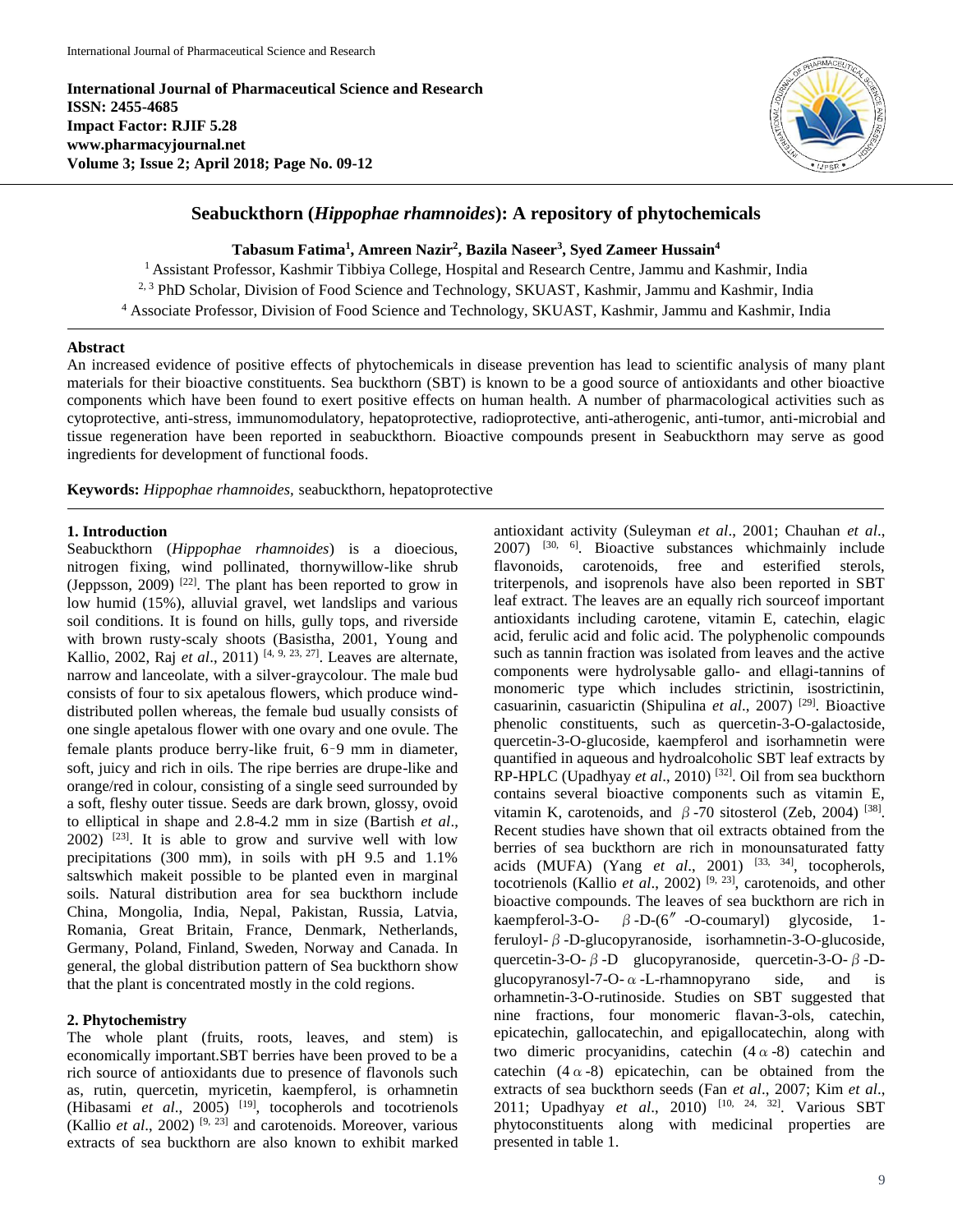International Journal of Pharmaceutical Science and Research
ISSN: 2455-4685
Impact Factor: RJIF 5.28
www.pharmacyjournal.net
Volume 3; Issue 2; April 2018; Page No. 09-12

# Seabuckthorn (*Hippophae rhamnoides*): A repository of phytochemicals

**Tabasum Fatima[1], Amreen Nazir[2], Bazila Naseer[3], Syed Zameer Hussain[4]**

[1] Assistant Professor, Kashmir Tibbiya College, Hospital and Research Centre, Jammu and Kashmir, India
[2, 3] PhD Scholar, Division of Food Science and Technology, SKUAST, Kashmir, Jammu and Kashmir, India
[4] Associate Professor, Division of Food Science and Technology, SKUAST, Kashmir, Jammu and Kashmir, India

## Abstract

An increased evidence of positive effects of phytochemicals in disease prevention has lead to scientific analysis of many plant materials for their bioactive constituents. Sea buckthorn (SBT) is known to be a good source of antioxidants and other bioactive components which have been found to exert positive effects on human health. A number of pharmacological activities such as cytoprotective, anti-stress, immunomodulatory, hepatoprotective, radioprotective, anti-atherogenic, anti-tumor, anti-microbial and tissue regeneration have been reported in seabuckthorn. Bioactive compounds present in Seabuckthorn may serve as good ingredients for development of functional foods.

**Keywords:** *Hippophae rhamnoides,* seabuckthorn, hepatoprotective

## 1. Introduction

Seabuckthorn (*Hippophae rhamnoides*) is a dioecious, nitrogen fixing, wind pollinated, thornywillow-like shrub (Jeppsson, 2009) [22]. The plant has been reported to grow in low humid (15%), alluvial gravel, wet landslips and various soil conditions. It is found on hills, gully tops, and riverside with brown rusty-scaly shoots (Basistha, 2001, Young and Kallio, 2002, Raj *et al*., 2011) [4, 9, 23, 27]. Leaves are alternate, narrow and lanceolate, with a silver-graycolour. The male bud consists of four to six apetalous flowers, which produce wind-distributed pollen whereas, the female bud usually consists of one single apetalous flower with one ovary and one ovule. The female plants produce berry-like fruit, 6‑9 mm in diameter, soft, juicy and rich in oils. The ripe berries are drupe-like and orange/red in colour, consisting of a single seed surrounded by a soft, fleshy outer tissue. Seeds are dark brown, glossy, ovoid to elliptical in shape and 2.8-4.2 mm in size (Bartish *et al*., 2002) [23]. It is able to grow and survive well with low precipitations (300 mm), in soils with pH 9.5 and 1.1% saltswhich makeit possible to be planted even in marginal soils. Natural distribution area for sea buckthorn include China, Mongolia, India, Nepal, Pakistan, Russia, Latvia, Romania, Great Britain, France, Denmark, Netherlands, Germany, Poland, Finland, Sweden, Norway and Canada. In general, the global distribution pattern of Sea buckthorn show that the plant is concentrated mostly in the cold regions.

## 2. Phytochemistry

The whole plant (fruits, roots, leaves, and stem) is economically important.SBT berries have been proved to be a rich source of antioxidants due to presence of flavonols such as, rutin, quercetin, myricetin, kaempferol, is orhamnetin (Hibasami *et al*., 2005) [19], tocopherols and tocotrienols (Kallio *et al*., 2002) [9, 23] and carotenoids. Moreover, various extracts of sea buckthorn are also known to exhibit marked antioxidant activity (Suleyman *et al*., 2001; Chauhan *et al*., 2007) [30, 6]. Bioactive substances whichmainly include flavonoids, carotenoids, free and esterified sterols, triterpenols, and isoprenols have also been reported in SBT leaf extract. The leaves are an equally rich sourceof important antioxidants including carotene, vitamin E, catechin, elagic acid, ferulic acid and folic acid. The polyphenolic compounds such as tannin fraction was isolated from leaves and the active components were hydrolysable gallo- and ellagi-tannins of monomeric type which includes strictinin, isostrictinin, casuarinin, casuarictin (Shipulina *et al*., 2007) [29]. Bioactive phenolic constituents, such as quercetin-3-O-galactoside, quercetin-3-O-glucoside, kaempferol and isorhamnetin were quantified in aqueous and hydroalcoholic SBT leaf extracts by RP-HPLC (Upadhyay *et al*., 2010) [32]. Oil from sea buckthorn contains several bioactive components such as vitamin E, vitamin K, carotenoids, and β-70 sitosterol (Zeb, 2004) [38]. Recent studies have shown that oil extracts obtained from the berries of sea buckthorn are rich in monounsaturated fatty acids (MUFA) (Yang *et al*., 2001) [33, 34], tocopherols, tocotrienols (Kallio *et al*., 2002) [9, 23], carotenoids, and other bioactive compounds. The leaves of sea buckthorn are rich in kaempferol-3-O- β-D-(6″-O-coumaryl) glycoside, 1-feruloyl-β-D-glucopyranoside, isorhamnetin-3-O-glucoside, quercetin-3-O-β-D glucopyranoside, quercetin-3-O-β-D-glucopyranosyl-7-O-α-L-rhamnopyrano side, and is orhamnetin-3-O-rutinoside. Studies on SBT suggested that nine fractions, four monomeric flavan-3-ols, catechin, epicatechin, gallocatechin, and epigallocatechin, along with two dimeric procyanidins, catechin (4α-8) catechin and catechin (4α-8) epicatechin, can be obtained from the extracts of sea buckthorn seeds (Fan *et al*., 2007; Kim *et al*., 2011; Upadhyay *et al*., 2010) [10, 24, 32]. Various SBT phytoconstituents along with medicinal properties are presented in table 1.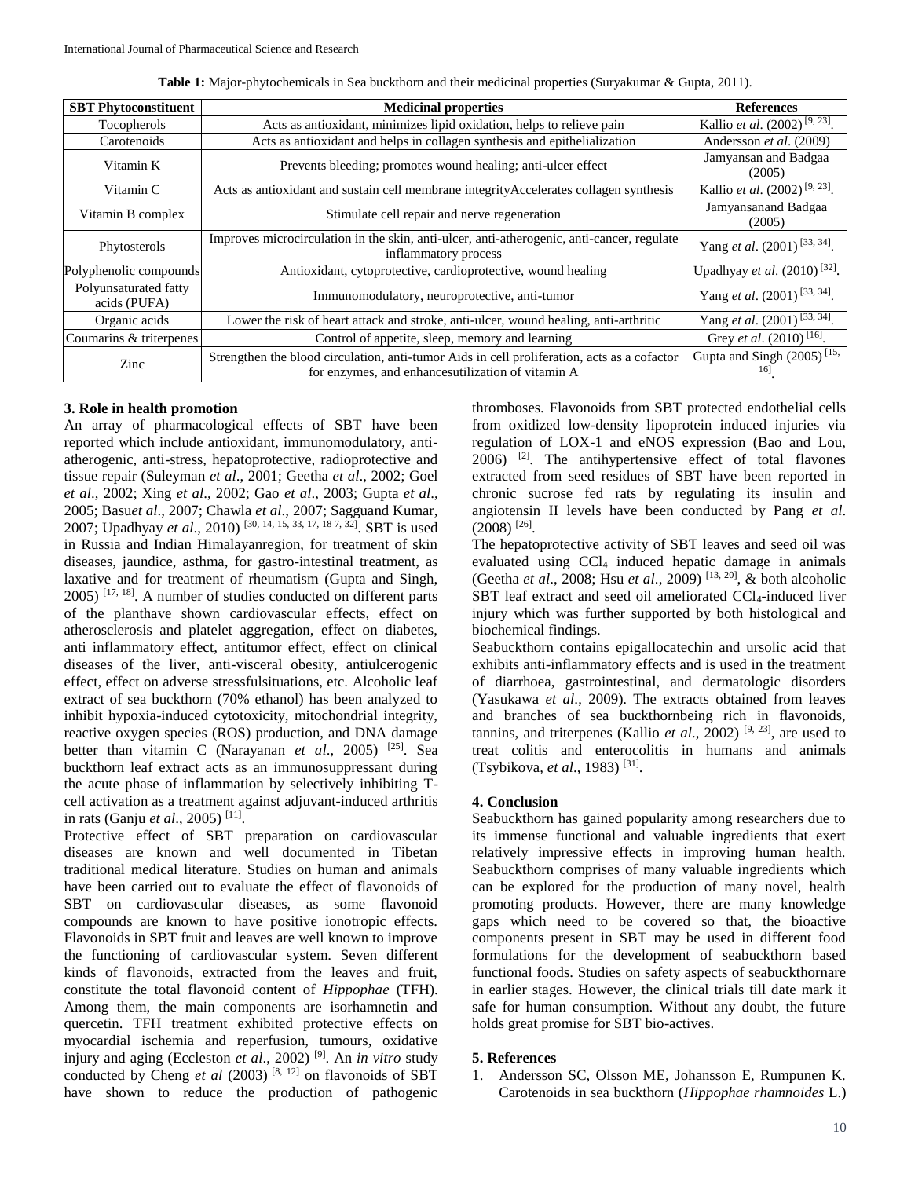**Table 1:** Major-phytochemicals in Sea buckthorn and their medicinal properties (Suryakumar & Gupta, 2011).

| SBT Phytoconstituent | Medicinal properties | References |
|---|---|---|
| Tocopherols | Acts as antioxidant, minimizes lipid oxidation, helps to relieve pain | Kallio *et al*. (2002) [9, 23]. |
| Carotenoids | Acts as antioxidant and helps in collagen synthesis and epithelialization | Andersson *et al*. (2009) |
| Vitamin K | Prevents bleeding; promotes wound healing; anti-ulcer effect | Jamyansan and Badgaa (2005) |
| Vitamin C | Acts as antioxidant and sustain cell membrane integrityAccelerates collagen synthesis | Kallio *et al*. (2002) [9, 23]. |
| Vitamin B complex | Stimulate cell repair and nerve regeneration | Jamyansanand Badgaa (2005) |
| Phytosterols | Improves microcirculation in the skin, anti-ulcer, anti-atherogenic, anti-cancer, regulate inflammatory process | Yang *et al*. (2001) [33, 34]. |
| Polyphenolic compounds | Antioxidant, cytoprotective, cardioprotective, wound healing | Upadhyay *et al*. (2010) [32]. |
| Polyunsaturated fatty acids (PUFA) | Immunomodulatory, neuroprotective, anti-tumor | Yang *et al*. (2001) [33, 34]. |
| Organic acids | Lower the risk of heart attack and stroke, anti-ulcer, wound healing, anti-arthritic | Yang *et al*. (2001) [33, 34]. |
| Coumarins & triterpenes | Control of appetite, sleep, memory and learning | Grey *et al*. (2010) [16]. |
| Zinc | Strengthen the blood circulation, anti-tumor Aids in cell proliferation, acts as a cofactor for enzymes, and enhancesutilization of vitamin A | Gupta and Singh (2005) [15, 16]. |

## 3. Role in health promotion

An array of pharmacological effects of SBT have been reported which include antioxidant, immunomodulatory, anti-atherogenic, anti-stress, hepatoprotective, radioprotective and tissue repair (Suleyman *et al*., 2001; Geetha *et al*., 2002; Goel *et al*., 2002; Xing *et al*., 2002; Gao *et al*., 2003; Gupta *et al*., 2005; Basu*et al*., 2007; Chawla *et al*., 2007; Sagguand Kumar, 2007; Upadhyay *et al*., 2010) [30, 14, 15, 33, 17, 18 7, 32]. SBT is used in Russia and Indian Himalayanregion, for treatment of skin diseases, jaundice, asthma, for gastro-intestinal treatment, as laxative and for treatment of rheumatism (Gupta and Singh, 2005) [17, 18]. A number of studies conducted on different parts of the planthave shown cardiovascular effects, effect on atherosclerosis and platelet aggregation, effect on diabetes, anti inflammatory effect, antitumor effect, effect on clinical diseases of the liver, anti-visceral obesity, antiulcerogenic effect, effect on adverse stressfulsituations, etc. Alcoholic leaf extract of sea buckthorn (70% ethanol) has been analyzed to inhibit hypoxia-induced cytotoxicity, mitochondrial integrity, reactive oxygen species (ROS) production, and DNA damage better than vitamin C (Narayanan *et al*., 2005) [25]. Sea buckthorn leaf extract acts as an immunosuppressant during the acute phase of inflammation by selectively inhibiting T-cell activation as a treatment against adjuvant-induced arthritis in rats (Ganju *et al*., 2005) [11].

Protective effect of SBT preparation on cardiovascular diseases are known and well documented in Tibetan traditional medical literature. Studies on human and animals have been carried out to evaluate the effect of flavonoids of SBT on cardiovascular diseases, as some flavonoid compounds are known to have positive ionotropic effects. Flavonoids in SBT fruit and leaves are well known to improve the functioning of cardiovascular system. Seven different kinds of flavonoids, extracted from the leaves and fruit, constitute the total flavonoid content of *Hippophae* (TFH). Among them, the main components are isorhamnetin and quercetin. TFH treatment exhibited protective effects on myocardial ischemia and reperfusion, tumours, oxidative injury and aging (Eccleston *et al*., 2002) [9]. An *in vitro* study conducted by Cheng *et al* (2003) [8, 12] on flavonoids of SBT have shown to reduce the production of pathogenic thromboses. Flavonoids from SBT protected endothelial cells from oxidized low-density lipoprotein induced injuries via regulation of LOX-1 and eNOS expression (Bao and Lou, 2006) [2]. The antihypertensive effect of total flavones extracted from seed residues of SBT have been reported in chronic sucrose fed rats by regulating its insulin and angiotensin II levels have been conducted by Pang *et al*. (2008) [26].

The hepatoprotective activity of SBT leaves and seed oil was evaluated using $CCl_4$ induced hepatic damage in animals (Geetha *et al*., 2008; Hsu *et al*., 2009) [13, 20], & both alcoholic SBT leaf extract and seed oil ameliorated $CCl_4$-induced liver injury which was further supported by both histological and biochemical findings.

Seabuckthorn contains epigallocatechin and ursolic acid that exhibits anti-inflammatory effects and is used in the treatment of diarrhoea, gastrointestinal, and dermatologic disorders (Yasukawa *et al*., 2009). The extracts obtained from leaves and branches of sea buckthornbeing rich in flavonoids, tannins, and triterpenes (Kallio *et al*., 2002) [9, 23], are used to treat colitis and enterocolitis in humans and animals (Tsybikova, *et al*., 1983) [31].

## 4. Conclusion

Seabuckthorn has gained popularity among researchers due to its immense functional and valuable ingredients that exert relatively impressive effects in improving human health. Seabuckthorn comprises of many valuable ingredients which can be explored for the production of many novel, health promoting products. However, there are many knowledge gaps which need to be covered so that, the bioactive components present in SBT may be used in different food formulations for the development of seabuckthorn based functional foods. Studies on safety aspects of seabuckthornare in earlier stages. However, the clinical trials till date mark it safe for human consumption. Without any doubt, the future holds great promise for SBT bio-actives.

## 5. References

1. Andersson SC, Olsson ME, Johansson E, Rumpunen K. Carotenoids in sea buckthorn (*Hippophae rhamnoides* L.)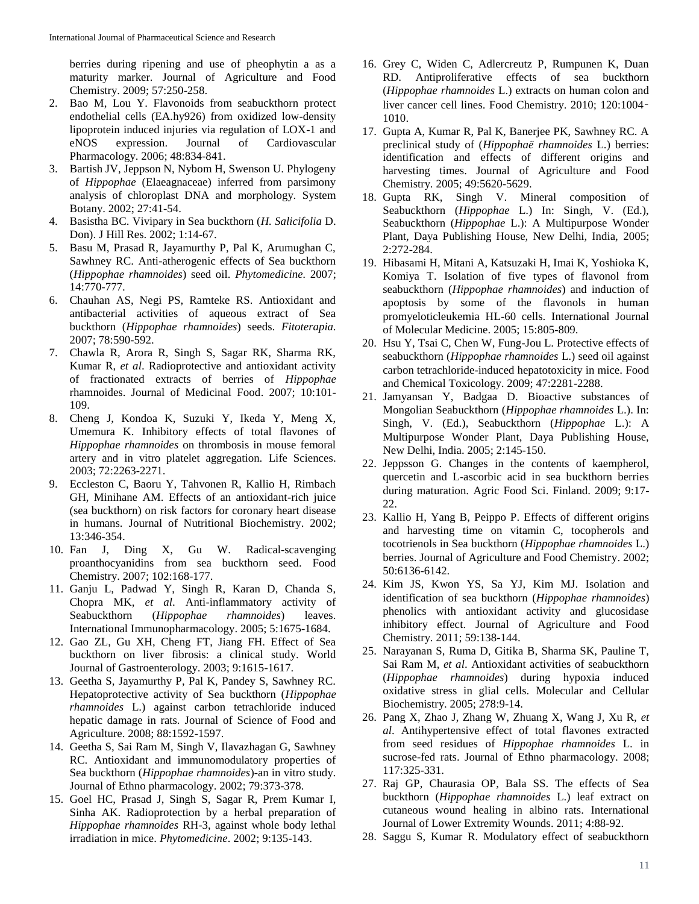berries during ripening and use of pheophytin a as a maturity marker. Journal of Agriculture and Food Chemistry. 2009; 57:250-258.

2. Bao M, Lou Y. Flavonoids from seabuckthorn protect endothelial cells (EA.hy926) from oxidized low-density lipoprotein induced injuries via regulation of LOX-1 and eNOS expression. Journal of Cardiovascular Pharmacology. 2006; 48:834-841.
3. Bartish JV, Jeppson N, Nybom H, Swenson U. Phylogeny of *Hippophae* (Elaeagnaceae) inferred from parsimony analysis of chloroplast DNA and morphology. System Botany. 2002; 27:41-54.
4. Basistha BC. Vivipary in Sea buckthorn (*H. Salicifolia* D. Don). J Hill Res. 2002; 1:14-67.
5. Basu M, Prasad R, Jayamurthy P, Pal K, Arumughan C, Sawhney RC. Anti-atherogenic effects of Sea buckthorn (*Hippophae rhamnoides*) seed oil. *Phytomedicine.* 2007; 14:770-777.
6. Chauhan AS, Negi PS, Ramteke RS. Antioxidant and antibacterial activities of aqueous extract of Sea buckthorn (*Hippophae rhamnoides*) seeds. *Fitoterapia.* 2007; 78:590-592.
7. Chawla R, Arora R, Singh S, Sagar RK, Sharma RK, Kumar R, *et al*. Radioprotective and antioxidant activity of fractionated extracts of berries of *Hippophae* rhamnoides. Journal of Medicinal Food. 2007; 10:101-109.
8. Cheng J, Kondoa K, Suzuki Y, Ikeda Y, Meng X, Umemura K. Inhibitory effects of total flavones of *Hippophae rhamnoides* on thrombosis in mouse femoral artery and in vitro platelet aggregation. Life Sciences. 2003; 72:2263-2271.
9. Eccleston C, Baoru Y, Tahvonen R, Kallio H, Rimbach GH, Minihane AM. Effects of an antioxidant-rich juice (sea buckthorn) on risk factors for coronary heart disease in humans. Journal of Nutritional Biochemistry. 2002; 13:346-354.
10. Fan J, Ding X, Gu W. Radical-scavenging proanthocyanidins from sea buckthorn seed. Food Chemistry. 2007; 102:168-177.
11. Ganju L, Padwad Y, Singh R, Karan D, Chanda S, Chopra MK, *et al*. Anti-inflammatory activity of Seabuckthorn (*Hippophae rhamnoides*) leaves. International Immunopharmacology. 2005; 5:1675-1684.
12. Gao ZL, Gu XH, Cheng FT, Jiang FH. Effect of Sea buckthorn on liver fibrosis: a clinical study. World Journal of Gastroenterology. 2003; 9:1615-1617.
13. Geetha S, Jayamurthy P, Pal K, Pandey S, Sawhney RC. Hepatoprotective activity of Sea buckthorn (*Hippophae rhamnoides* L.) against carbon tetrachloride induced hepatic damage in rats. Journal of Science of Food and Agriculture. 2008; 88:1592-1597.
14. Geetha S, Sai Ram M, Singh V, Ilavazhagan G, Sawhney RC. Antioxidant and immunomodulatory properties of Sea buckthorn (*Hippophae rhamnoides*)-an in vitro study. Journal of Ethno pharmacology. 2002; 79:373-378.
15. Goel HC, Prasad J, Singh S, Sagar R, Prem Kumar I, Sinha AK. Radioprotection by a herbal preparation of *Hippophae rhamnoides* RH-3, against whole body lethal irradiation in mice. *Phytomedicine*. 2002; 9:135-143.
16. Grey C, Widen C, Adlercreutz P, Rumpunen K, Duan RD. Antiproliferative effects of sea buckthorn (*Hippophae rhamnoides* L.) extracts on human colon and liver cancer cell lines. Food Chemistry. 2010; 120:1004-1010.
17. Gupta A, Kumar R, Pal K, Banerjee PK, Sawhney RC. A preclinical study of (*Hippophaë rhamnoides* L.) berries: identification and effects of different origins and harvesting times. Journal of Agriculture and Food Chemistry. 2005; 49:5620-5629.
18. Gupta RK, Singh V. Mineral composition of Seabuckthorn (*Hippophae* L.) In: Singh, V. (Ed.), Seabuckthorn (*Hippophae* L.): A Multipurpose Wonder Plant, Daya Publishing House, New Delhi, India, 2005; 2:272-284.
19. Hibasami H, Mitani A, Katsuzaki H, Imai K, Yoshioka K, Komiya T. Isolation of five types of flavonol from seabuckthorn (*Hippophae rhamnoides*) and induction of apoptosis by some of the flavonols in human promyeloticleukemia HL-60 cells. International Journal of Molecular Medicine. 2005; 15:805-809.
20. Hsu Y, Tsai C, Chen W, Fung-Jou L. Protective effects of seabuckthorn (*Hippophae rhamnoides* L.) seed oil against carbon tetrachloride-induced hepatotoxicity in mice. Food and Chemical Toxicology. 2009; 47:2281-2288.
21. Jamyansan Y, Badgaa D. Bioactive substances of Mongolian Seabuckthorn (*Hippophae rhamnoides* L.). In: Singh, V. (Ed.), Seabuckthorn (*Hippophae* L.): A Multipurpose Wonder Plant, Daya Publishing House, New Delhi, India. 2005; 2:145-150.
22. Jeppsson G. Changes in the contents of kaempherol, quercetin and L-ascorbic acid in sea buckthorn berries during maturation. Agric Food Sci. Finland. 2009; 9:17-22.
23. Kallio H, Yang B, Peippo P. Effects of different origins and harvesting time on vitamin C, tocopherols and tocotrienols in Sea buckthorn (*Hippophae rhamnoides* L.) berries. Journal of Agriculture and Food Chemistry. 2002; 50:6136-6142.
24. Kim JS, Kwon YS, Sa YJ, Kim MJ. Isolation and identification of sea buckthorn (*Hippophae rhamnoides*) phenolics with antioxidant activity and glucosidase inhibitory effect. Journal of Agriculture and Food Chemistry. 2011; 59:138-144.
25. Narayanan S, Ruma D, Gitika B, Sharma SK, Pauline T, Sai Ram M, *et al*. Antioxidant activities of seabuckthorn (*Hippophae rhamnoides*) during hypoxia induced oxidative stress in glial cells. Molecular and Cellular Biochemistry. 2005; 278:9-14.
26. Pang X, Zhao J, Zhang W, Zhuang X, Wang J, Xu R, *et al*. Antihypertensive effect of total flavones extracted from seed residues of *Hippophae rhamnoides* L. in sucrose-fed rats. Journal of Ethno pharmacology. 2008; 117:325-331.
27. Raj GP, Chaurasia OP, Bala SS. The effects of Sea buckthorn (*Hippophae rhamnoides* L.) leaf extract on cutaneous wound healing in albino rats. International Journal of Lower Extremity Wounds. 2011; 4:88-92.
28. Saggu S, Kumar R. Modulatory effect of seabuckthorn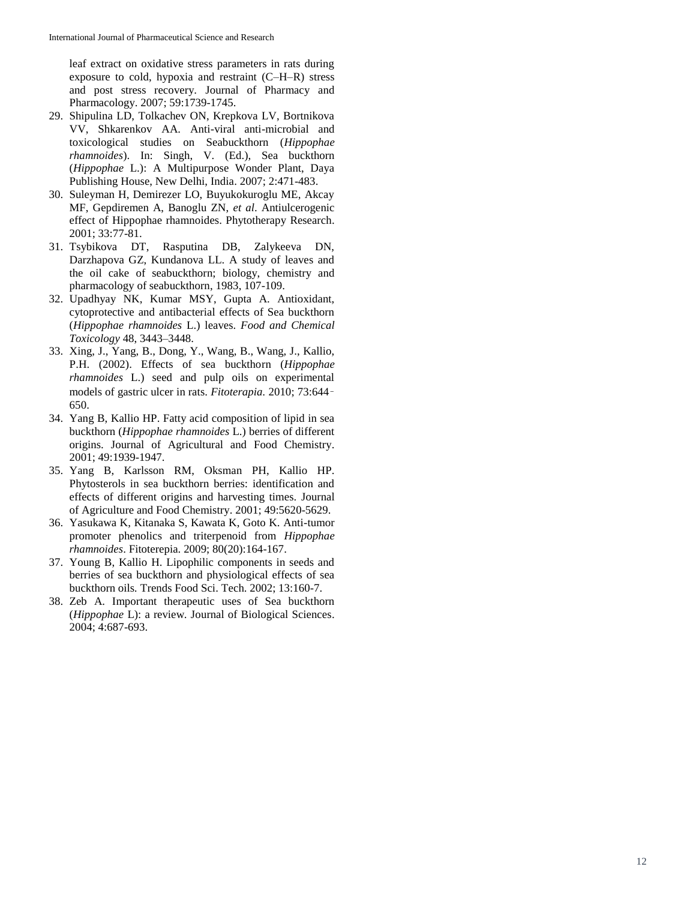leaf extract on oxidative stress parameters in rats during exposure to cold, hypoxia and restraint (C–H–R) stress and post stress recovery. Journal of Pharmacy and Pharmacology. 2007; 59:1739-1745.

29. Shipulina LD, Tolkachev ON, Krepkova LV, Bortnikova VV, Shkarenkov AA. Anti-viral anti-microbial and toxicological studies on Seabuckthorn (*Hippophae rhamnoides*). In: Singh, V. (Ed.), Sea buckthorn (*Hippophae* L.): A Multipurpose Wonder Plant, Daya Publishing House, New Delhi, India. 2007; 2:471-483.
30. Suleyman H, Demirezer LO, Buyukokuroglu ME, Akcay MF, Gepdiremen A, Banoglu ZN, *et al*. Antiulcerogenic effect of Hippophae rhamnoides. Phytotherapy Research. 2001; 33:77-81.
31. Tsybikova DT, Rasputina DB, Zalykeeva DN, Darzhapova GZ, Kundanova LL. A study of leaves and the oil cake of seabuckthorn; biology, chemistry and pharmacology of seabuckthorn, 1983, 107-109.
32. Upadhyay NK, Kumar MSY, Gupta A. Antioxidant, cytoprotective and antibacterial effects of Sea buckthorn (*Hippophae rhamnoides* L.) leaves. *Food and Chemical Toxicology* 48, 3443–3448.
33. Xing, J., Yang, B., Dong, Y., Wang, B., Wang, J., Kallio, P.H. (2002). Effects of sea buckthorn (*Hippophae rhamnoides* L.) seed and pulp oils on experimental models of gastric ulcer in rats. *Fitoterapia.* 2010; 73:644–650.
34. Yang B, Kallio HP. Fatty acid composition of lipid in sea buckthorn (*Hippophae rhamnoides* L.) berries of different origins. Journal of Agricultural and Food Chemistry. 2001; 49:1939-1947.
35. Yang B, Karlsson RM, Oksman PH, Kallio HP. Phytosterols in sea buckthorn berries: identification and effects of different origins and harvesting times. Journal of Agriculture and Food Chemistry. 2001; 49:5620-5629.
36. Yasukawa K, Kitanaka S, Kawata K, Goto K. Anti-tumor promoter phenolics and triterpenoid from *Hippophae rhamnoides*. Fitoterepia. 2009; 80(20):164-167.
37. Young B, Kallio H. Lipophilic components in seeds and berries of sea buckthorn and physiological effects of sea buckthorn oils. Trends Food Sci. Tech. 2002; 13:160-7.
38. Zeb A. Important therapeutic uses of Sea buckthorn (*Hippophae* L): a review. Journal of Biological Sciences. 2004; 4:687-693.